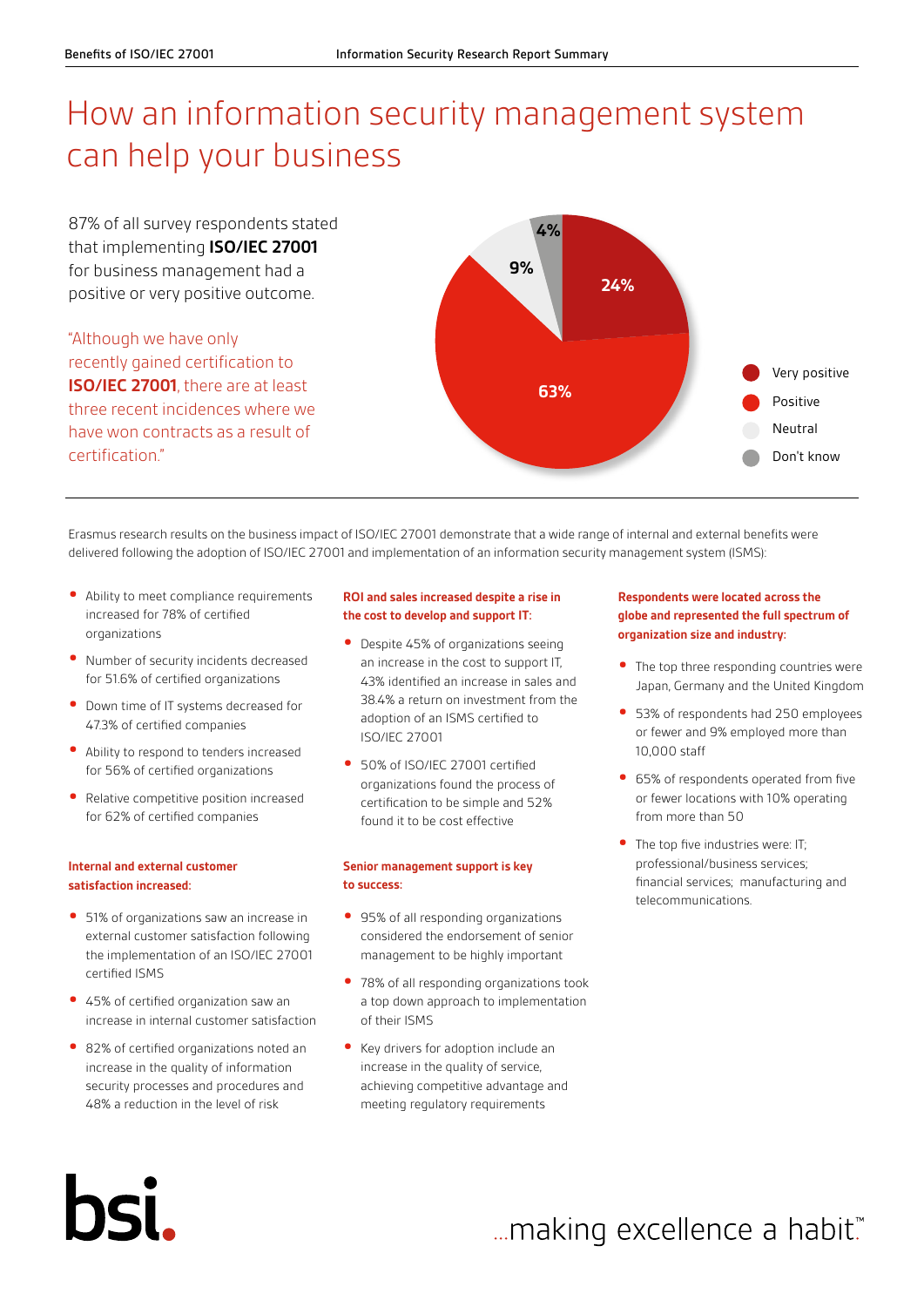# How an information security management system can help your business

87% of all survey respondents stated that implementing **ISO/IEC 27001** for business management had a positive or very positive outcome.

"Although we have only recently gained certification to **ISO/IEC 27001**, there are at least three recent incidences where we have won contracts as a result of certification."

| Outcome | Percentage |
|---|---|
| Very positive | 24% |
| Positive | 63% |
| Neutral | 9% |
| Don't know | 4% |

Erasmus research results on the business impact of ISO/IEC 27001 demonstrate that a wide range of internal and external benefits were delivered following the adoption of ISO/IEC 27001 and implementation of an information security management system (ISMS):

- Ability to meet compliance requirements increased for 78% of certified organizations
- Number of security incidents decreased for 51.6% of certified organizations
- Down time of IT systems decreased for 47.3% of certified companies
- Ability to respond to tenders increased for 56% of certified organizations
- Relative competitive position increased for 62% of certified companies

**Internal and external customer satisfaction increased:**

- 51% of organizations saw an increase in external customer satisfaction following the implementation of an ISO/IEC 27001 certified ISMS
- 45% of certified organization saw an increase in internal customer satisfaction
- 82% of certified organizations noted an increase in the quality of information security processes and procedures and 48% a reduction in the level of risk

**ROI and sales increased despite a rise in the cost to develop and support IT:**

- Despite 45% of organizations seeing an increase in the cost to support IT, 43% identified an increase in sales and 38.4% a return on investment from the adoption of an ISMS certified to ISO/IEC 27001
- 50% of ISO/IEC 27001 certified organizations found the process of certification to be simple and 52% found it to be cost effective

**Senior management support is key to success:**

- 95% of all responding organizations considered the endorsement of senior management to be highly important
- 78% of all responding organizations took a top down approach to implementation of their ISMS
- Key drivers for adoption include an increase in the quality of service, achieving competitive advantage and meeting regulatory requirements

**Respondents were located across the globe and represented the full spectrum of organization size and industry:**

- The top three responding countries were Japan, Germany and the United Kingdom
- 53% of respondents had 250 employees or fewer and 9% employed more than 10,000 staff
- 65% of respondents operated from five or fewer locations with 10% operating from more than 50
- The top five industries were: IT; professional/business services; financial services; manufacturing and telecommunications.

bsi.

...making excellence a habit.™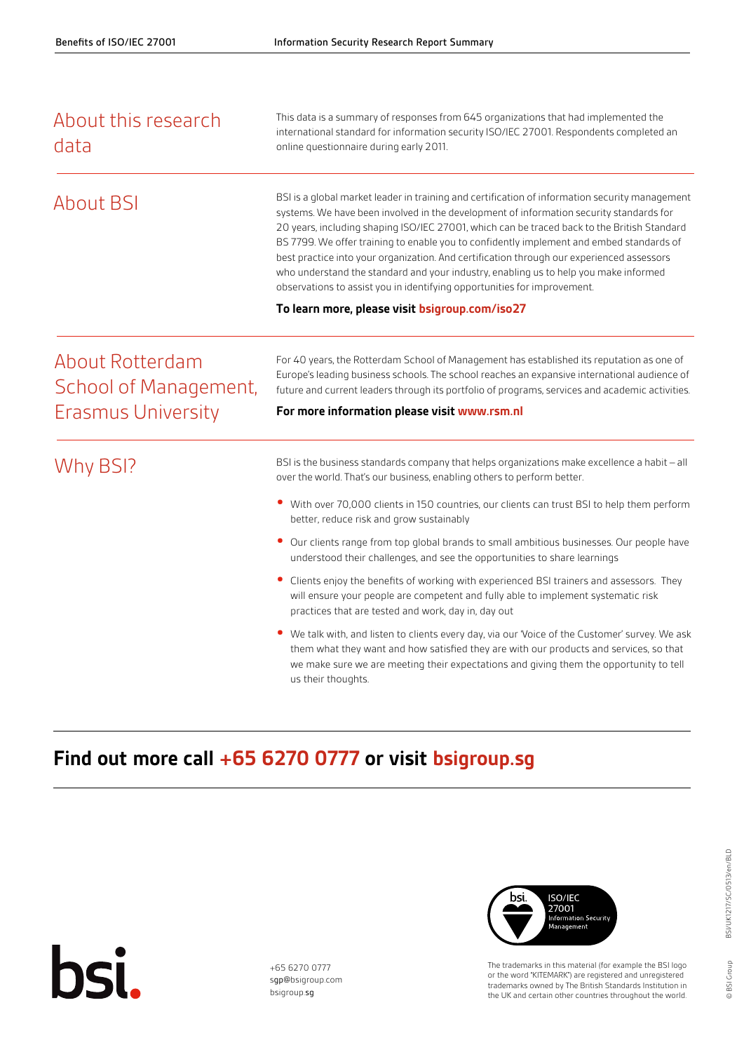## About this research data

This data is a summary of responses from 645 organizations that had implemented the international standard for information security ISO/IEC 27001. Respondents completed an online questionnaire during early 2011.

## About BSI

BSI is a global market leader in training and certification of information security management systems. We have been involved in the development of information security standards for 20 years, including shaping ISO/IEC 27001, which can be traced back to the British Standard BS 7799. We offer training to enable you to confidently implement and embed standards of best practice into your organization. And certification through our experienced assessors who understand the standard and your industry, enabling us to help you make informed observations to assist you in identifying opportunities for improvement.

**To learn more, please visit bsigroup.com/iso27**

## About Rotterdam School of Management, Erasmus University

For 40 years, the Rotterdam School of Management has established its reputation as one of Europe's leading business schools. The school reaches an expansive international audience of future and current leaders through its portfolio of programs, services and academic activities.

**For more information please visit www.rsm.nl**

## Why BSI?

BSI is the business standards company that helps organizations make excellence a habit – all over the world. That's our business, enabling others to perform better.

- With over 70,000 clients in 150 countries, our clients can trust BSI to help them perform better, reduce risk and grow sustainably
- Our clients range from top global brands to small ambitious businesses. Our people have understood their challenges, and see the opportunities to share learnings
- Clients enjoy the benefits of working with experienced BSI trainers and assessors. They will ensure your people are competent and fully able to implement systematic risk practices that are tested and work, day in, day out
- We talk with, and listen to clients every day, via our 'Voice of the Customer' survey. We ask them what they want and how satisfied they are with our products and services, so that we make sure we are meeting their expectations and giving them the opportunity to tell us their thoughts.

## Find out more call +65 6270 0777 or visit bsigroup.sg

bsi.

+65 6270 0777
sgp@bsigroup.com
bsigroup.sg

bsi. ISO/IEC 27001 Information Security Management

The trademarks in this material (for example the BSI logo or the word "KITEMARK") are registered and unregistered trademarks owned by The British Standards Institution in the UK and certain other countries throughout the world.

© BSI Group BSI/UK/1217/SC/0513/en/BLD